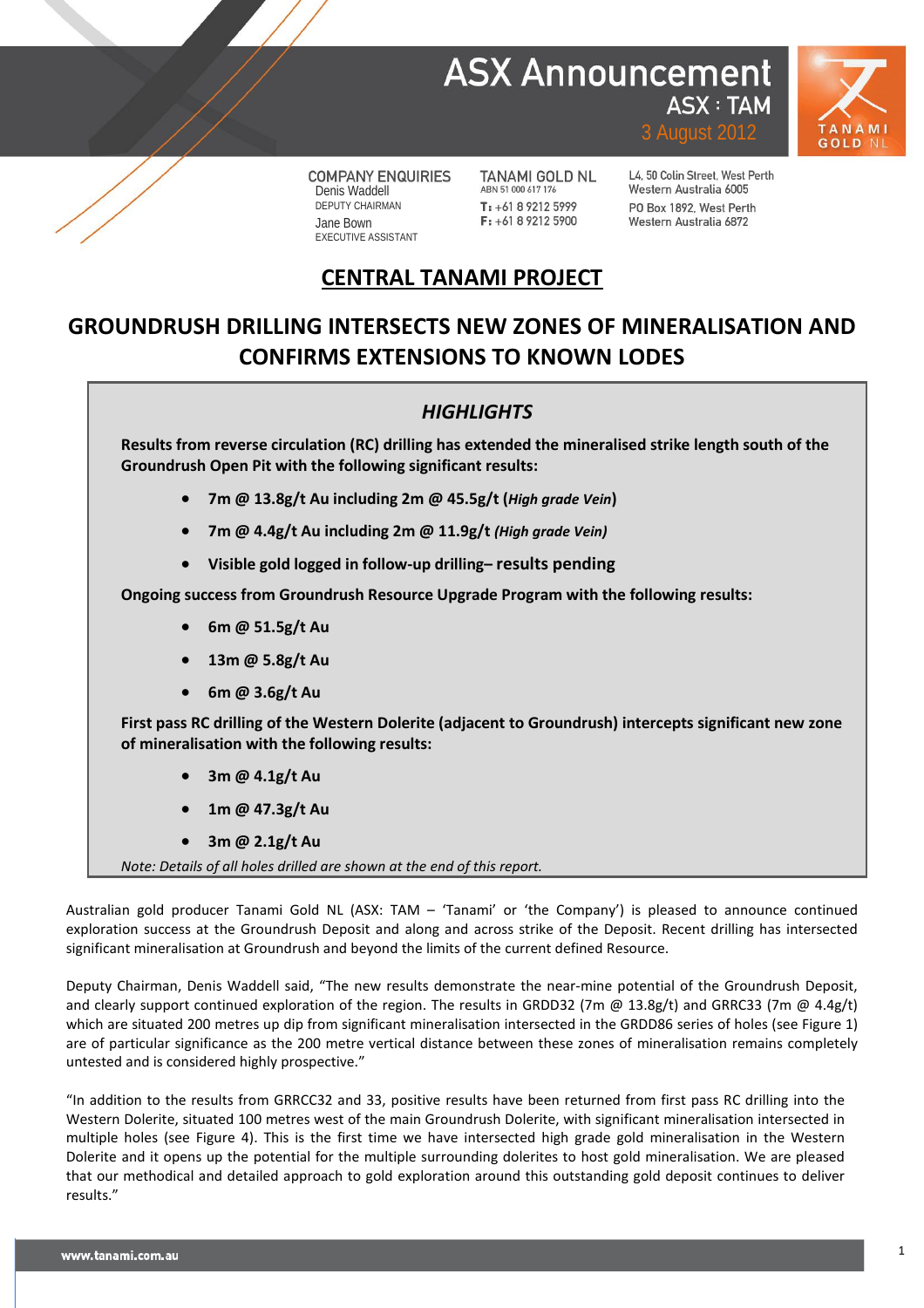# ASX Announcement

ASX : TAM

3 August 2012

TANAMI GOLD NL

COMPANY ENQUIRIES
Denis Waddell
DEPUTY CHAIRMAN
Jane Bown
EXECUTIVE ASSISTANT

TANAMI GOLD NL
ABN 51 000 617 176
T: +61 8 9212 5999
F: +61 8 9212 5900

L4, 50 Colin Street, West Perth
Western Australia 6005
PO Box 1892, West Perth
Western Australia 6872

## CENTRAL TANAMI PROJECT

## GROUNDRUSH DRILLING INTERSECTS NEW ZONES OF MINERALISATION AND CONFIRMS EXTENSIONS TO KNOWN LODES

### *HIGHLIGHTS*

**Results from reverse circulation (RC) drilling has extended the mineralised strike length south of the Groundrush Open Pit with the following significant results:**

- **7m @ 13.8g/t Au including 2m @ 45.5g/t (*High grade Vein*)**
- **7m @ 4.4g/t Au including 2m @ 11.9g/t *(High grade Vein)***
- **Visible gold logged in follow-up drilling– results pending**

**Ongoing success from Groundrush Resource Upgrade Program with the following results:**

- **6m @ 51.5g/t Au**
- **13m @ 5.8g/t Au**
- **6m @ 3.6g/t Au**

**First pass RC drilling of the Western Dolerite (adjacent to Groundrush) intercepts significant new zone of mineralisation with the following results:**

- **3m @ 4.1g/t Au**
- **1m @ 47.3g/t Au**
- **3m @ 2.1g/t Au**

*Note: Details of all holes drilled are shown at the end of this report.*

Australian gold producer Tanami Gold NL (ASX: TAM – 'Tanami' or 'the Company') is pleased to announce continued exploration success at the Groundrush Deposit and along and across strike of the Deposit. Recent drilling has intersected significant mineralisation at Groundrush and beyond the limits of the current defined Resource.

Deputy Chairman, Denis Waddell said, "The new results demonstrate the near-mine potential of the Groundrush Deposit, and clearly support continued exploration of the region. The results in GRDD32 (7m @ 13.8g/t) and GRRC33 (7m @ 4.4g/t) which are situated 200 metres up dip from significant mineralisation intersected in the GRDD86 series of holes (see Figure 1) are of particular significance as the 200 metre vertical distance between these zones of mineralisation remains completely untested and is considered highly prospective."

"In addition to the results from GRRCC32 and 33, positive results have been returned from first pass RC drilling into the Western Dolerite, situated 100 metres west of the main Groundrush Dolerite, with significant mineralisation intersected in multiple holes (see Figure 4). This is the first time we have intersected high grade gold mineralisation in the Western Dolerite and it opens up the potential for the multiple surrounding dolerites to host gold mineralisation. We are pleased that our methodical and detailed approach to gold exploration around this outstanding gold deposit continues to deliver results."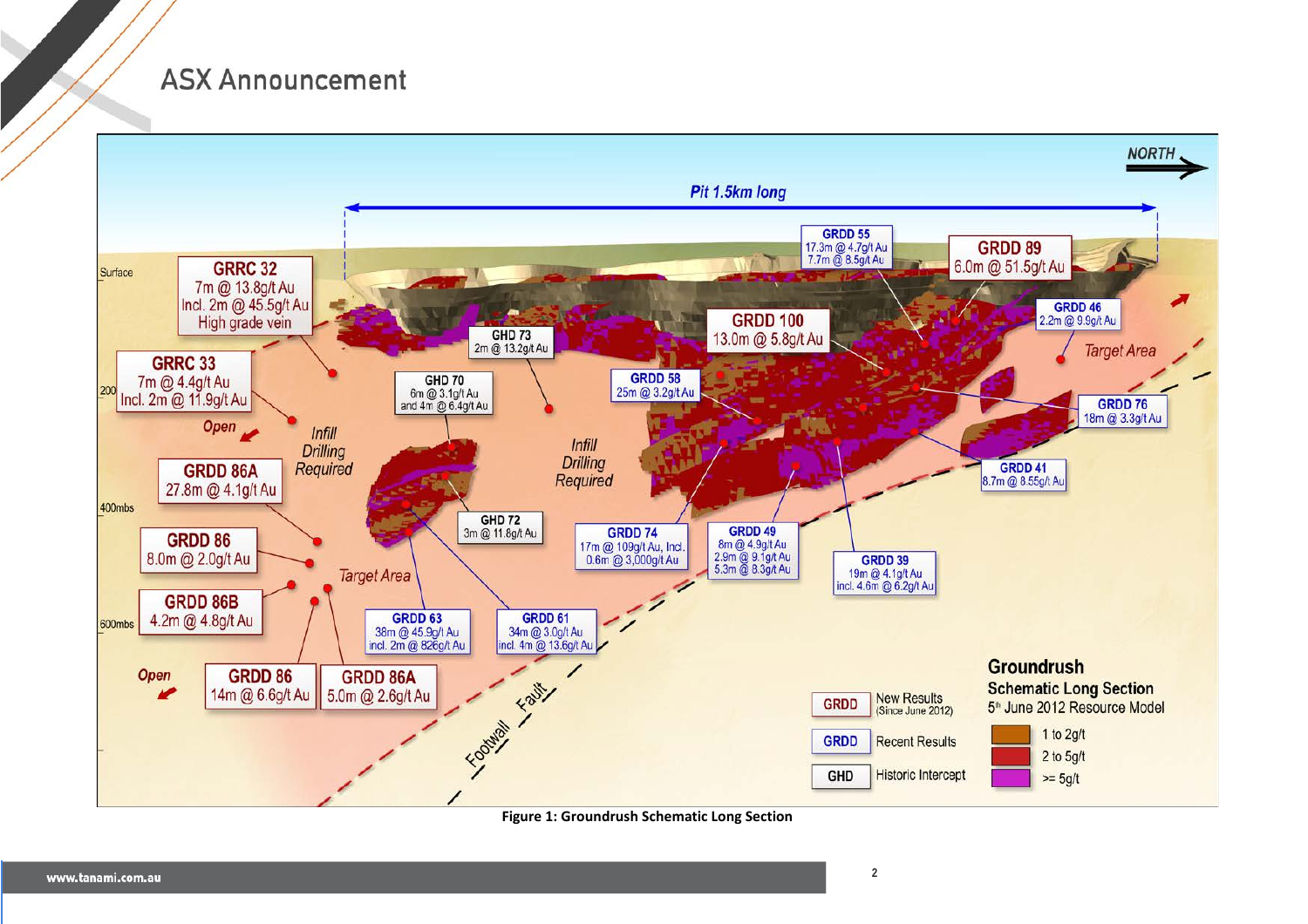**Figure 1: Groundrush Schematic Long Section**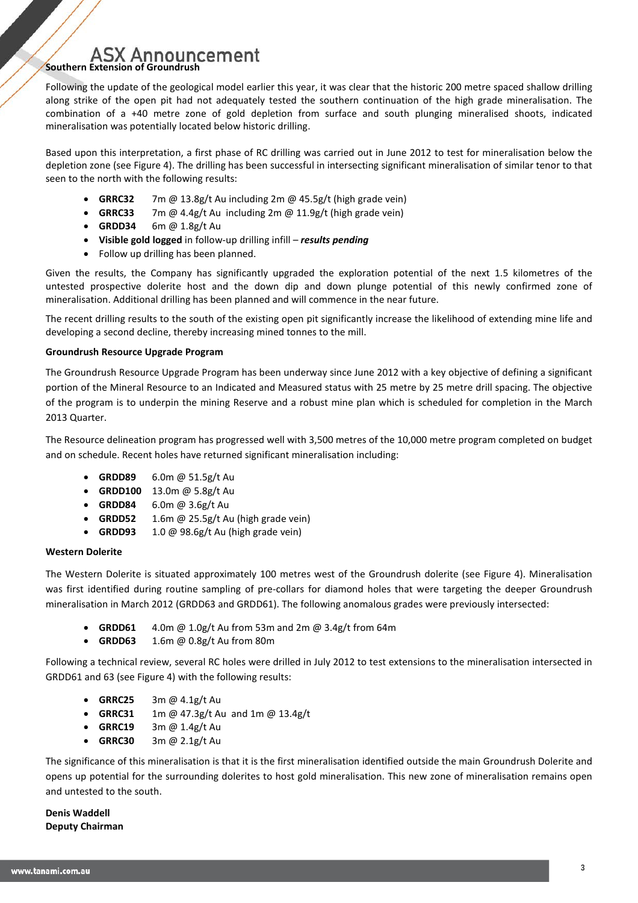**Southern Extension of Groundrush**

Following the update of the geological model earlier this year, it was clear that the historic 200 metre spaced shallow drilling along strike of the open pit had not adequately tested the southern continuation of the high grade mineralisation. The combination of a +40 metre zone of gold depletion from surface and south plunging mineralised shoots, indicated mineralisation was potentially located below historic drilling.

Based upon this interpretation, a first phase of RC drilling was carried out in June 2012 to test for mineralisation below the depletion zone (see Figure 4). The drilling has been successful in intersecting significant mineralisation of similar tenor to that seen to the north with the following results:

- **GRRC32** 7m @ 13.8g/t Au including 2m @ 45.5g/t (high grade vein)
- **GRRC33** 7m @ 4.4g/t Au including 2m @ 11.9g/t (high grade vein)
- **GRDD34** 6m @ 1.8g/t Au
- **Visible gold logged** in follow-up drilling infill – ***results pending***
- Follow up drilling has been planned.

Given the results, the Company has significantly upgraded the exploration potential of the next 1.5 kilometres of the untested prospective dolerite host and the down dip and down plunge potential of this newly confirmed zone of mineralisation. Additional drilling has been planned and will commence in the near future.

The recent drilling results to the south of the existing open pit significantly increase the likelihood of extending mine life and developing a second decline, thereby increasing mined tonnes to the mill.

**Groundrush Resource Upgrade Program**

The Groundrush Resource Upgrade Program has been underway since June 2012 with a key objective of defining a significant portion of the Mineral Resource to an Indicated and Measured status with 25 metre by 25 metre drill spacing. The objective of the program is to underpin the mining Reserve and a robust mine plan which is scheduled for completion in the March 2013 Quarter.

The Resource delineation program has progressed well with 3,500 metres of the 10,000 metre program completed on budget and on schedule. Recent holes have returned significant mineralisation including:

- **GRDD89** 6.0m @ 51.5g/t Au
- **GRDD100** 13.0m @ 5.8g/t Au
- **GRDD84** 6.0m @ 3.6g/t Au
- **GRDD52** 1.6m @ 25.5g/t Au (high grade vein)
- **GRDD93** 1.0 @ 98.6g/t Au (high grade vein)

**Western Dolerite**

The Western Dolerite is situated approximately 100 metres west of the Groundrush dolerite (see Figure 4). Mineralisation was first identified during routine sampling of pre-collars for diamond holes that were targeting the deeper Groundrush mineralisation in March 2012 (GRDD63 and GRDD61). The following anomalous grades were previously intersected:

- **GRDD61** 4.0m @ 1.0g/t Au from 53m and 2m @ 3.4g/t from 64m
- **GRDD63** 1.6m @ 0.8g/t Au from 80m

Following a technical review, several RC holes were drilled in July 2012 to test extensions to the mineralisation intersected in GRDD61 and 63 (see Figure 4) with the following results:

- **GRRC25** 3m @ 4.1g/t Au
- **GRRC31** 1m @ 47.3g/t Au and 1m @ 13.4g/t
- **GRRC19** 3m @ 1.4g/t Au
- **GRRC30** 3m @ 2.1g/t Au

The significance of this mineralisation is that it is the first mineralisation identified outside the main Groundrush Dolerite and opens up potential for the surrounding dolerites to host gold mineralisation. This new zone of mineralisation remains open and untested to the south.

**Denis Waddell**
**Deputy Chairman**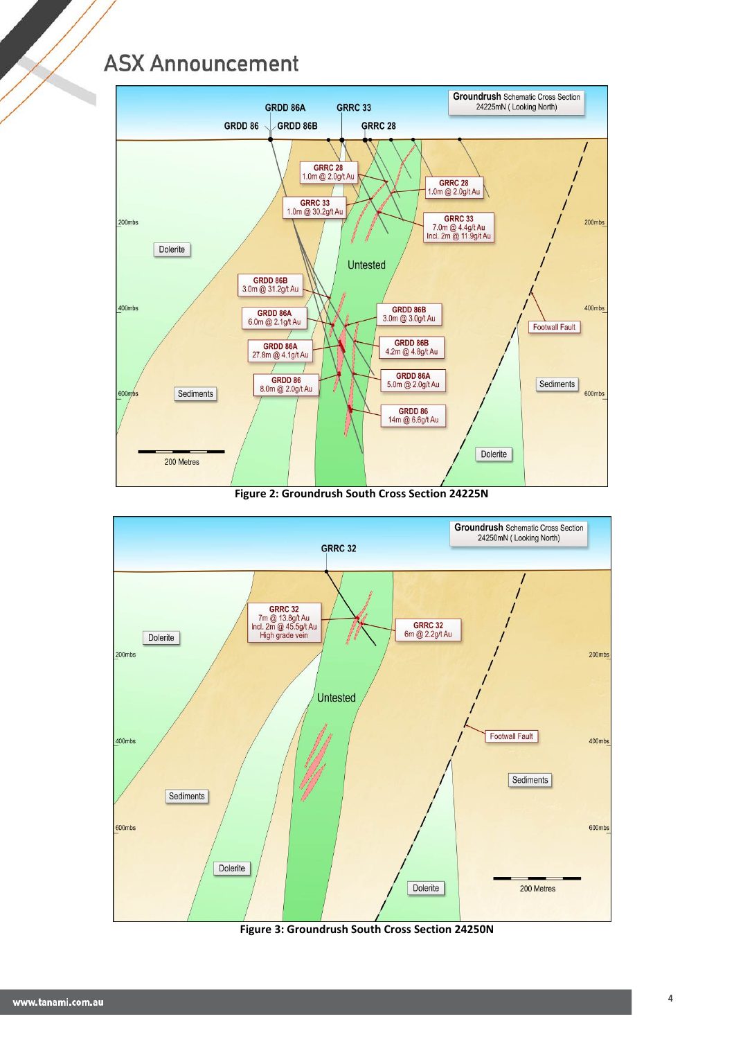Groundrush Schematic Cross Section
24225mN ( Looking North)

GRDD 86A
GRRC 33
GRDD 86
GRDD 86B
GRRC 28

GRRC 28
1.0m @ 2.0g/t Au

GRRC 28
1.0m @ 2.0g/t Au

GRRC 33
1.0m @ 30.2g/t Au

GRRC 33
7.0m @ 4.4g/t Au
Incl. 2m @ 11.9g/t Au

200mbs
200mbs
Dolerite
Untested

GRDD 86B
3.0m @ 31.2g/t Au

400mbs
400mbs

GRDD 86A
6.0m @ 2.1g/t Au

GRDD 86B
3.0m @ 3.0g/t Au

Footwall Fault

GRDD 86A
27.8m @ 4.1g/t Au

GRDD 86B
4.2m @ 4.8g/t Au

GRDD 86
8.0m @ 2.0g/t Au

GRDD 86A
5.0m @ 2.0g/t Au

Sediments
600mbs
Sediments
600mbs

GRDD 86
14m @ 6.6g/t Au

200 Metres
Dolerite

**Figure 2: Groundrush South Cross Section 24225N**

Groundrush Schematic Cross Section
24250mN ( Looking North)

GRRC 32

GRRC 32
7m @ 13.8g/t Au
Incl. 2m @ 45.5g/t Au
High grade vein

GRRC 32
6m @ 2.2g/t Au

Dolerite
200mbs
200mbs
Untested
400mbs
Footwall Fault
400mbs
Sediments
Sediments
600mbs
600mbs
Dolerite
Dolerite
200 Metres

**Figure 3: Groundrush South Cross Section 24250N**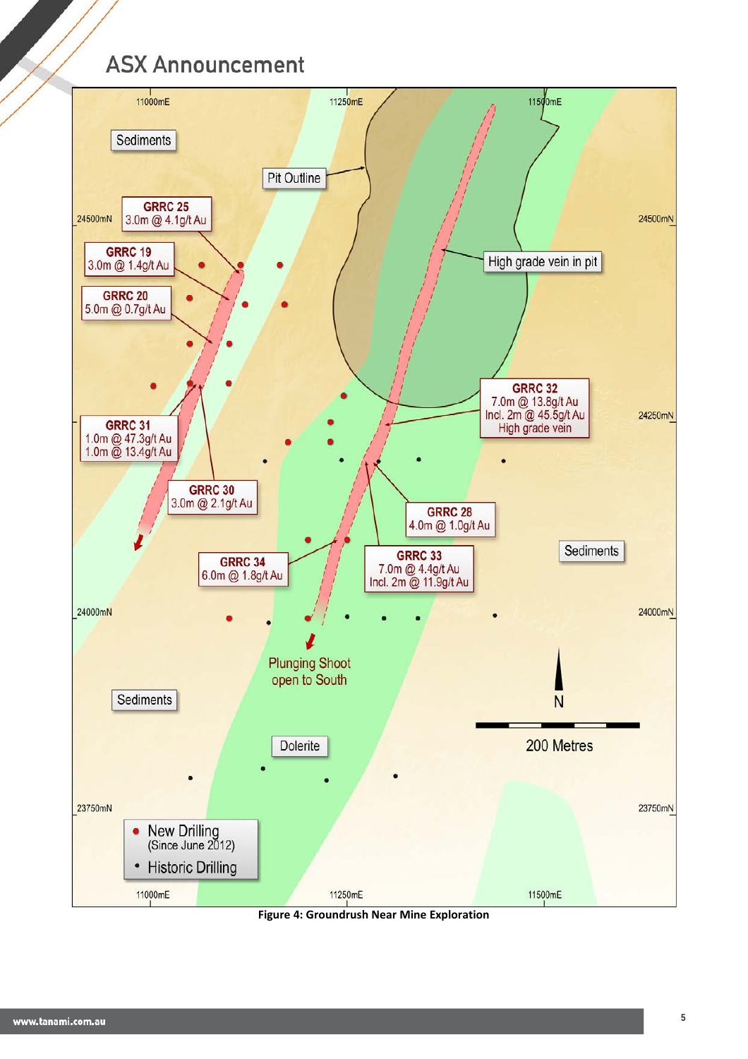ASX Announcement

11000mE
11250mE
11500mE

Sediments

Pit Outline

24500mN

GRRC 25
3.0m @ 4.1g/t Au

GRRC 19
3.0m @ 1.4g/t Au

GRRC 20
5.0m @ 0.7g/t Au

High grade vein in pit

GRRC 32
7.0m @ 13.8g/t Au
Incl. 2m @ 45.5g/t Au
High grade vein

24250mN

GRRC 31
1.0m @ 47.3g/t Au
1.0m @ 13.4g/t Au

GRRC 30
3.0m @ 2.1g/t Au

GRRC 28
4.0m @ 1.0g/t Au

Sediments

GRRC 34
6.0m @ 1.8g/t Au

GRRC 33
7.0m @ 4.4g/t Au
Incl. 2m @ 11.9g/t Au

24000mN

Plunging Shoot
open to South

Sediments

N

200 Metres

Dolerite

23750mN

New Drilling
(Since June 2012)

Historic Drilling

11000mE
11250mE
11500mE

**Figure 4: Groundrush Near Mine Exploration**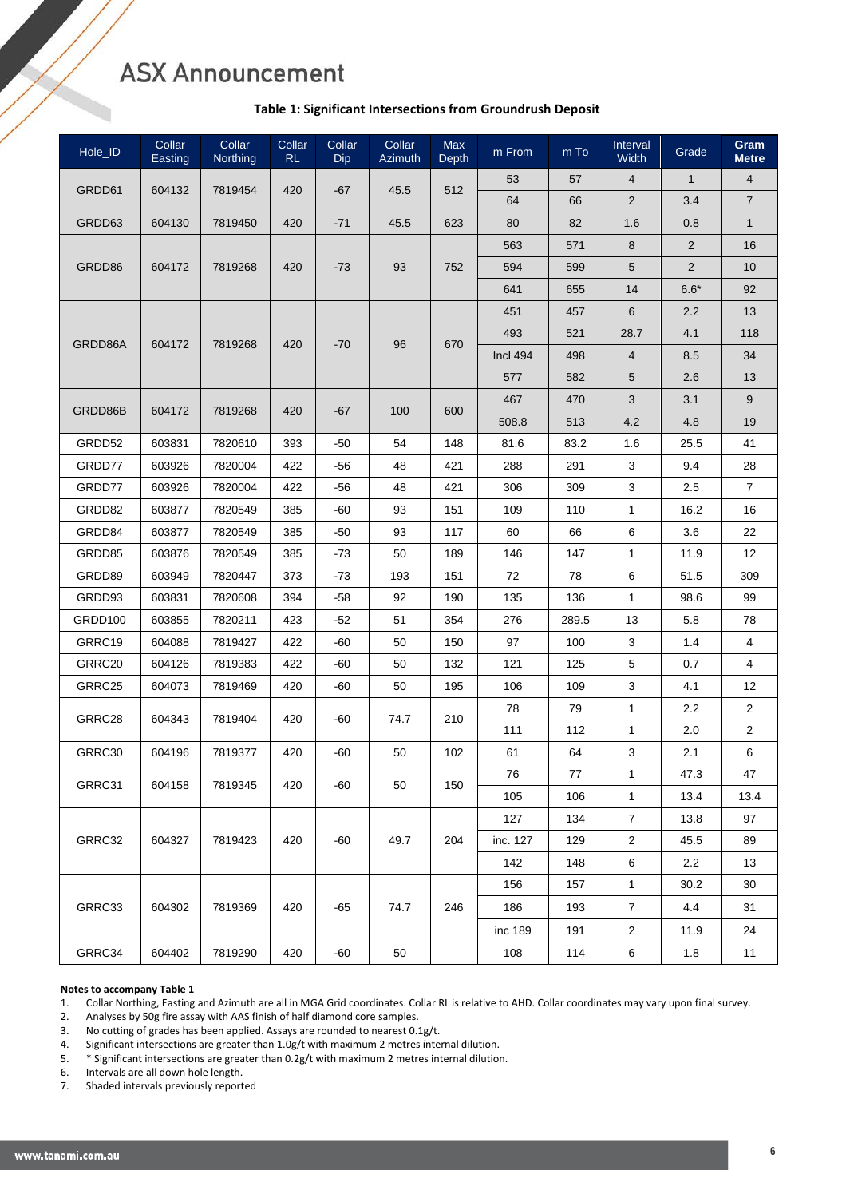## Table 1: Significant Intersections from Groundrush Deposit

| Hole_ID | Collar Easting | Collar Northing | Collar RL | Collar Dip | Collar Azimuth | Max Depth | m From | m To | Interval Width | Grade | Gram Metre |
|---|---|---|---|---|---|---|---|---|---|---|---|
| GRDD61 | 604132 | 7819454 | 420 | -67 | 45.5 | 512 | 53 | 57 | 4 | 1 | 4 |
| | | | | | | | 64 | 66 | 2 | 3.4 | 7 |
| GRDD63 | 604130 | 7819450 | 420 | -71 | 45.5 | 623 | 80 | 82 | 1.6 | 0.8 | 1 |
| GRDD86 | 604172 | 7819268 | 420 | -73 | 93 | 752 | 563 | 571 | 8 | 2 | 16 |
| | | | | | | | 594 | 599 | 5 | 2 | 10 |
| | | | | | | | 641 | 655 | 14 | 6.6* | 92 |
| GRDD86A | 604172 | 7819268 | 420 | -70 | 96 | 670 | 451 | 457 | 6 | 2.2 | 13 |
| | | | | | | | 493 | 521 | 28.7 | 4.1 | 118 |
| | | | | | | | Incl 494 | 498 | 4 | 8.5 | 34 |
| | | | | | | | 577 | 582 | 5 | 2.6 | 13 |
| GRDD86B | 604172 | 7819268 | 420 | -67 | 100 | 600 | 467 | 470 | 3 | 3.1 | 9 |
| | | | | | | | 508.8 | 513 | 4.2 | 4.8 | 19 |
| GRDD52 | 603831 | 7820610 | 393 | -50 | 54 | 148 | 81.6 | 83.2 | 1.6 | 25.5 | 41 |
| GRDD77 | 603926 | 7820004 | 422 | -56 | 48 | 421 | 288 | 291 | 3 | 9.4 | 28 |
| GRDD77 | 603926 | 7820004 | 422 | -56 | 48 | 421 | 306 | 309 | 3 | 2.5 | 7 |
| GRDD82 | 603877 | 7820549 | 385 | -60 | 93 | 151 | 109 | 110 | 1 | 16.2 | 16 |
| GRDD84 | 603877 | 7820549 | 385 | -50 | 93 | 117 | 60 | 66 | 6 | 3.6 | 22 |
| GRDD85 | 603876 | 7820549 | 385 | -73 | 50 | 189 | 146 | 147 | 1 | 11.9 | 12 |
| GRDD89 | 603949 | 7820447 | 373 | -73 | 193 | 151 | 72 | 78 | 6 | 51.5 | 309 |
| GRDD93 | 603831 | 7820608 | 394 | -58 | 92 | 190 | 135 | 136 | 1 | 98.6 | 99 |
| GRDD100 | 603855 | 7820211 | 423 | -52 | 51 | 354 | 276 | 289.5 | 13 | 5.8 | 78 |
| GRRC19 | 604088 | 7819427 | 422 | -60 | 50 | 150 | 97 | 100 | 3 | 1.4 | 4 |
| GRRC20 | 604126 | 7819383 | 422 | -60 | 50 | 132 | 121 | 125 | 5 | 0.7 | 4 |
| GRRC25 | 604073 | 7819469 | 420 | -60 | 50 | 195 | 106 | 109 | 3 | 4.1 | 12 |
| GRRC28 | 604343 | 7819404 | 420 | -60 | 74.7 | 210 | 78 | 79 | 1 | 2.2 | 2 |
| | | | | | | | 111 | 112 | 1 | 2.0 | 2 |
| GRRC30 | 604196 | 7819377 | 420 | -60 | 50 | 102 | 61 | 64 | 3 | 2.1 | 6 |
| GRRC31 | 604158 | 7819345 | 420 | -60 | 50 | 150 | 76 | 77 | 1 | 47.3 | 47 |
| | | | | | | | 105 | 106 | 1 | 13.4 | 13.4 |
| GRRC32 | 604327 | 7819423 | 420 | -60 | 49.7 | 204 | 127 | 134 | 7 | 13.8 | 97 |
| | | | | | | | inc. 127 | 129 | 2 | 45.5 | 89 |
| | | | | | | | 142 | 148 | 6 | 2.2 | 13 |
| GRRC33 | 604302 | 7819369 | 420 | -65 | 74.7 | 246 | 156 | 157 | 1 | 30.2 | 30 |
| | | | | | | | 186 | 193 | 7 | 4.4 | 31 |
| | | | | | | | inc 189 | 191 | 2 | 11.9 | 24 |
| GRRC34 | 604402 | 7819290 | 420 | -60 | 50 | | 108 | 114 | 6 | 1.8 | 11 |

**Notes to accompany Table 1**

1. Collar Northing, Easting and Azimuth are all in MGA Grid coordinates. Collar RL is relative to AHD. Collar coordinates may vary upon final survey.
2. Analyses by 50g fire assay with AAS finish of half diamond core samples.
3. No cutting of grades has been applied. Assays are rounded to nearest 0.1g/t.
4. Significant intersections are greater than 1.0g/t with maximum 2 metres internal dilution.
5. * Significant intersections are greater than 0.2g/t with maximum 2 metres internal dilution.
6. Intervals are all down hole length.
7. Shaded intervals previously reported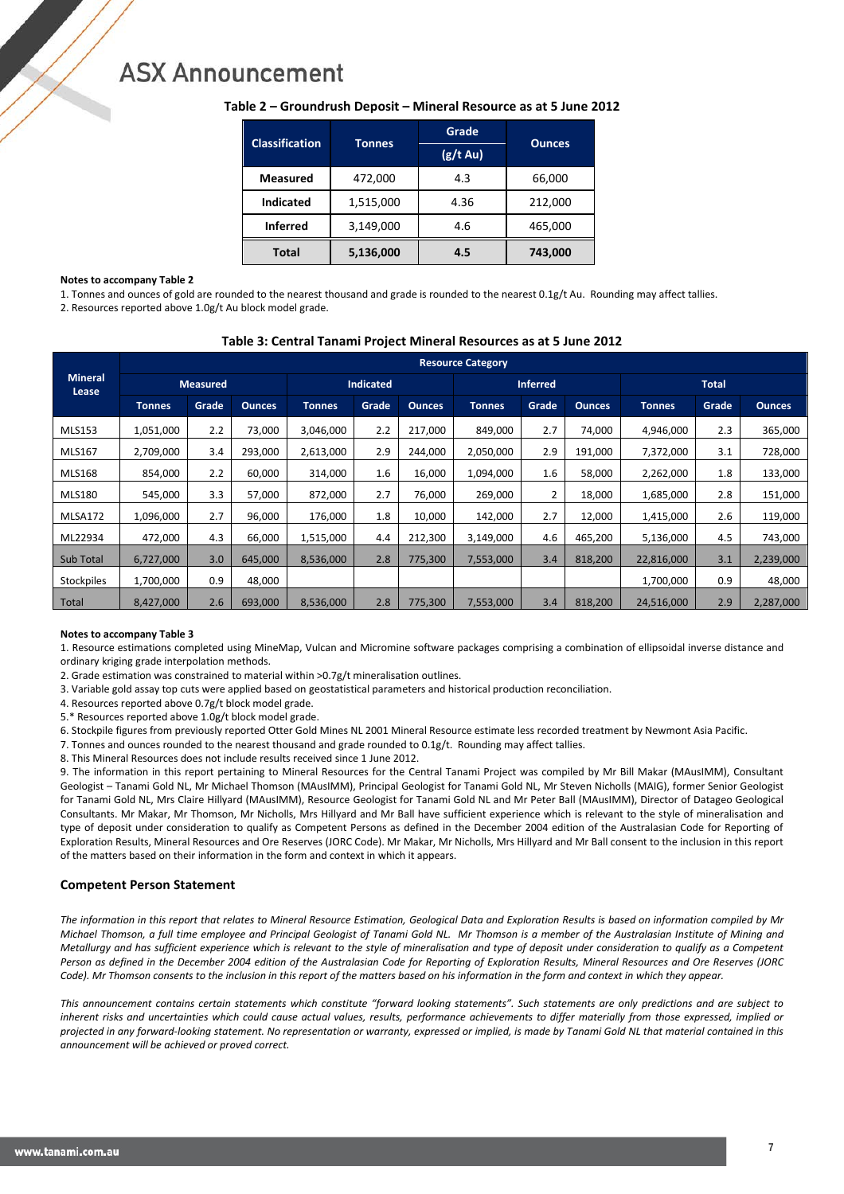# ASX Announcement

**Table 2 – Groundrush Deposit – Mineral Resource as at 5 June 2012**

| Classification | Tonnes | Grade (g/t Au) | Ounces |
|---|---|---|---|
| **Measured** | 472,000 | 4.3 | 66,000 |
| **Indicated** | 1,515,000 | 4.36 | 212,000 |
| **Inferred** | 3,149,000 | 4.6 | 465,000 |
| **Total** | **5,136,000** | **4.5** | **743,000** |

**Notes to accompany Table 2**

1. Tonnes and ounces of gold are rounded to the nearest thousand and grade is rounded to the nearest 0.1g/t Au. Rounding may affect tallies.
2. Resources reported above 1.0g/t Au block model grade.

**Table 3: Central Tanami Project Mineral Resources as at 5 June 2012**

| Mineral Lease | Resource Category | | | | | | | | | | | |
|---|---|---|---|---|---|---|---|---|---|---|---|---|
| | Measured | | | Indicated | | | Inferred | | | Total | | |
| | Tonnes | Grade | Ounces | Tonnes | Grade | Ounces | Tonnes | Grade | Ounces | Tonnes | Grade | Ounces |
| MLS153 | 1,051,000 | 2.2 | 73,000 | 3,046,000 | 2.2 | 217,000 | 849,000 | 2.7 | 74,000 | 4,946,000 | 2.3 | 365,000 |
| MLS167 | 2,709,000 | 3.4 | 293,000 | 2,613,000 | 2.9 | 244,000 | 2,050,000 | 2.9 | 191,000 | 7,372,000 | 3.1 | 728,000 |
| MLS168 | 854,000 | 2.2 | 60,000 | 314,000 | 1.6 | 16,000 | 1,094,000 | 1.6 | 58,000 | 2,262,000 | 1.8 | 133,000 |
| MLS180 | 545,000 | 3.3 | 57,000 | 872,000 | 2.7 | 76,000 | 269,000 | 2 | 18,000 | 1,685,000 | 2.8 | 151,000 |
| MLSA172 | 1,096,000 | 2.7 | 96,000 | 176,000 | 1.8 | 10,000 | 142,000 | 2.7 | 12,000 | 1,415,000 | 2.6 | 119,000 |
| ML22934 | 472,000 | 4.3 | 66,000 | 1,515,000 | 4.4 | 212,300 | 3,149,000 | 4.6 | 465,200 | 5,136,000 | 4.5 | 743,000 |
| Sub Total | 6,727,000 | 3.0 | 645,000 | 8,536,000 | 2.8 | 775,300 | 7,553,000 | 3.4 | 818,200 | 22,816,000 | 3.1 | 2,239,000 |
| Stockpiles | 1,700,000 | 0.9 | 48,000 | | | | | | | 1,700,000 | 0.9 | 48,000 |
| Total | 8,427,000 | 2.6 | 693,000 | 8,536,000 | 2.8 | 775,300 | 7,553,000 | 3.4 | 818,200 | 24,516,000 | 2.9 | 2,287,000 |

**Notes to accompany Table 3**

1. Resource estimations completed using MineMap, Vulcan and Micromine software packages comprising a combination of ellipsoidal inverse distance and ordinary kriging grade interpolation methods.
2. Grade estimation was constrained to material within >0.7g/t mineralisation outlines.
3. Variable gold assay top cuts were applied based on geostatistical parameters and historical production reconciliation.
4. Resources reported above 0.7g/t block model grade.
5. * Resources reported above 1.0g/t block model grade.
6. Stockpile figures from previously reported Otter Gold Mines NL 2001 Mineral Resource estimate less recorded treatment by Newmont Asia Pacific.
7. Tonnes and ounces rounded to the nearest thousand and grade rounded to 0.1g/t. Rounding may affect tallies.
8. This Mineral Resources does not include results received since 1 June 2012.
9. The information in this report pertaining to Mineral Resources for the Central Tanami Project was compiled by Mr Bill Makar (MAusIMM), Consultant Geologist – Tanami Gold NL, Mr Michael Thomson (MAusIMM), Principal Geologist for Tanami Gold NL, Mr Steven Nicholls (MAIG), former Senior Geologist for Tanami Gold NL, Mrs Claire Hillyard (MAusIMM), Resource Geologist for Tanami Gold NL and Mr Peter Ball (MAusIMM), Director of Datageo Geological Consultants. Mr Makar, Mr Thomson, Mr Nicholls, Mrs Hillyard and Mr Ball have sufficient experience which is relevant to the style of mineralisation and type of deposit under consideration to qualify as Competent Persons as defined in the December 2004 edition of the Australasian Code for Reporting of Exploration Results, Mineral Resources and Ore Reserves (JORC Code). Mr Makar, Mr Nicholls, Mrs Hillyard and Mr Ball consent to the inclusion in this report of the matters based on their information in the form and context in which it appears.

### Competent Person Statement

*The information in this report that relates to Mineral Resource Estimation, Geological Data and Exploration Results is based on information compiled by Mr Michael Thomson, a full time employee and Principal Geologist of Tanami Gold NL. Mr Thomson is a member of the Australasian Institute of Mining and Metallurgy and has sufficient experience which is relevant to the style of mineralisation and type of deposit under consideration to qualify as a Competent Person as defined in the December 2004 edition of the Australasian Code for Reporting of Exploration Results, Mineral Resources and Ore Reserves (JORC Code). Mr Thomson consents to the inclusion in this report of the matters based on his information in the form and context in which they appear.*

*This announcement contains certain statements which constitute "forward looking statements". Such statements are only predictions and are subject to inherent risks and uncertainties which could cause actual values, results, performance achievements to differ materially from those expressed, implied or projected in any forward-looking statement. No representation or warranty, expressed or implied, is made by Tanami Gold NL that material contained in this announcement will be achieved or proved correct.*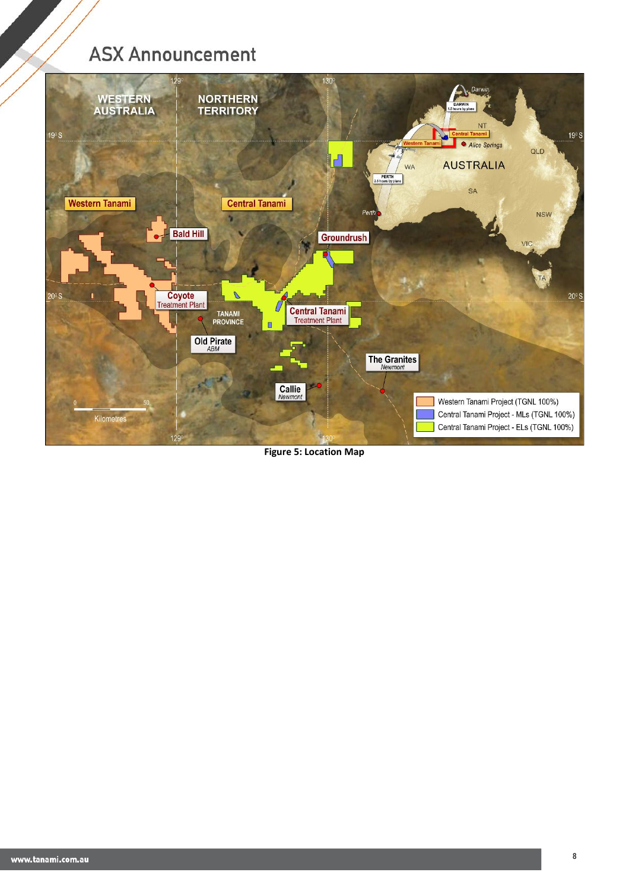Western Tanami

Central Tanami

Bald Hill

Groundrush

Coyote Treatment Plant

Central Tanami Treatment Plant

TANAMI PROVINCE

Old Pirate ABM

The Granites Newmont

Callie Newmont

WESTERN AUSTRALIA

NORTHERN TERRITORY

129°

130°

19° S

20° S

0

50

Kilometres

Darwin

DARWIN 1.5 hours by plane

PERTH 2.5 hours by plane

Perth

Alice Springs

AUSTRALIA

NT

WA

QLD

SA

NSW

VIC

TA

Western Tanami Project (TGNL 100%)

Central Tanami Project - MLs (TGNL 100%)

Central Tanami Project - ELs (TGNL 100%)

**Figure 5: Location Map**